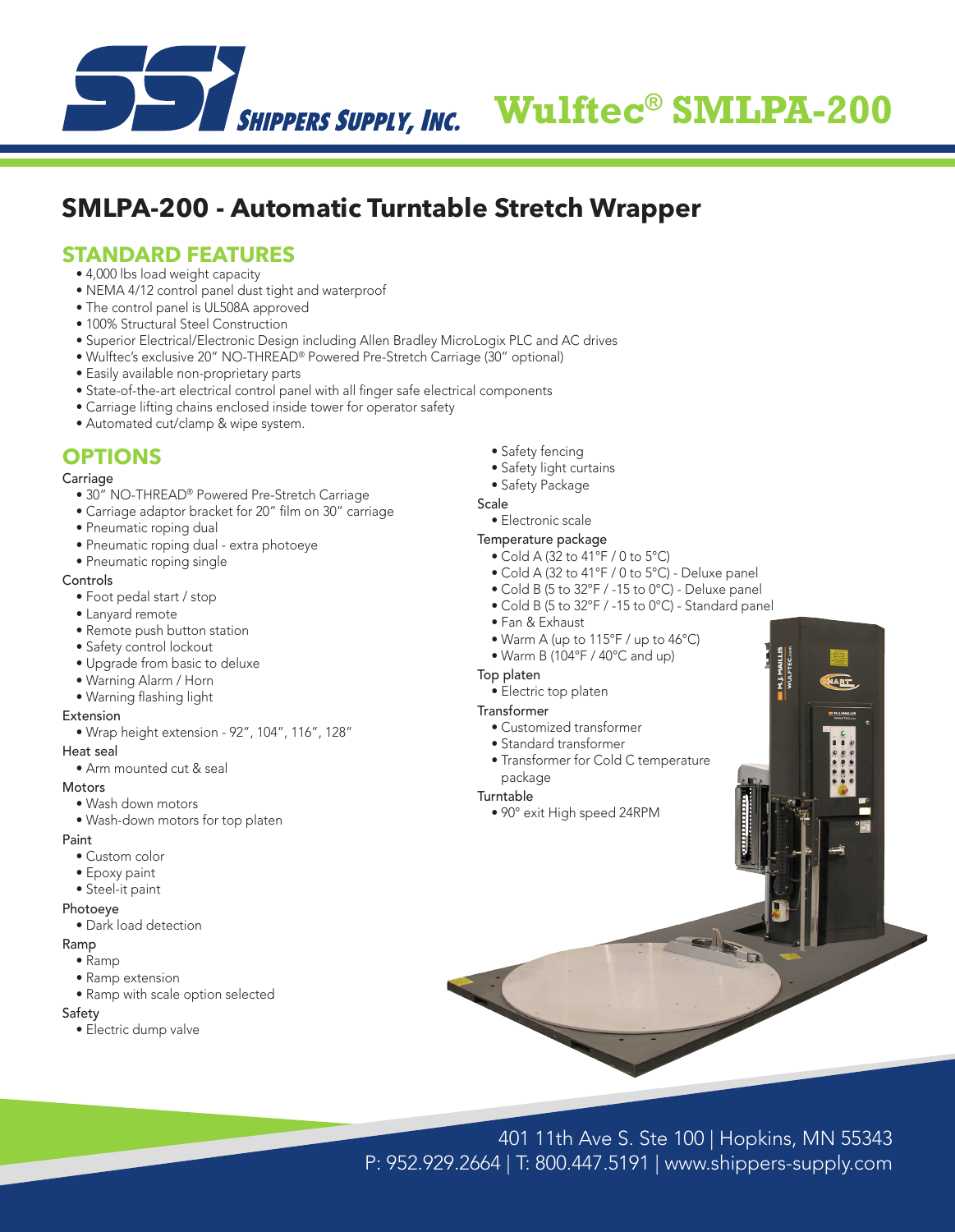# Wulftec® SMLPA-200

## SMLPA-200 - Automatic Turntable Stretch Wrapper

### STANDARD FEATURES

- 4,000 lbs load weight capacity
- NEMA 4/12 control panel dust tight and waterproof
- The control panel is UL508A approved
- 100% Structural Steel Construction
- Superior Electrical/Electronic Design including Allen Bradley MicroLogix PLC and AC drives
- Wulftec's exclusive 20" NO-THREAD® Powered Pre-Stretch Carriage (30" optional)
- Easily available non-proprietary parts
- State-of-the-art electrical control panel with all finger safe electrical components
- Carriage lifting chains enclosed inside tower for operator safety
- Automated cut/clamp & wipe system.

### OPTIONS

Carriage

- 30" NO-THREAD® Powered Pre-Stretch Carriage
- Carriage adaptor bracket for 20" film on 30" carriage
- Pneumatic roping dual
- Pneumatic roping dual - extra photoeye
- Pneumatic roping single

Controls

- Foot pedal start / stop
- Lanyard remote
- Remote push button station
- Safety control lockout
- Upgrade from basic to deluxe
- Warning Alarm / Horn
- Warning flashing light

Extension

- Wrap height extension - 92", 104", 116", 128"

Heat seal

- Arm mounted cut & seal

Motors

- Wash down motors
- Wash-down motors for top platen

Paint

- Custom color
- Epoxy paint
- Steel-it paint

Photoeye

- Dark load detection

Ramp

- Ramp
- Ramp extension
- Ramp with scale option selected

Safety

- Electric dump valve
- Safety fencing
- Safety light curtains
- Safety Package

Scale

- Electronic scale

Temperature package

- Cold A (32 to 41°F / 0 to 5°C)
- Cold A (32 to 41°F / 0 to 5°C) - Deluxe panel
- Cold B (5 to 32°F / -15 to 0°C) - Deluxe panel
- Cold B (5 to 32°F / -15 to 0°C) - Standard panel
- Fan & Exhaust
- Warm A (up to 115°F / up to 46°C)
- Warm B (104°F / 40°C and up)

Top platen

- Electric top platen

Transformer

- Customized transformer
- Standard transformer
- Transformer for Cold C temperature package

Turntable

- 90° exit High speed 24RPM

401 11th Ave S. Ste 100 | Hopkins, MN 55343
P: 952.929.2664 | T: 800.447.5191 | www.shippers-supply.com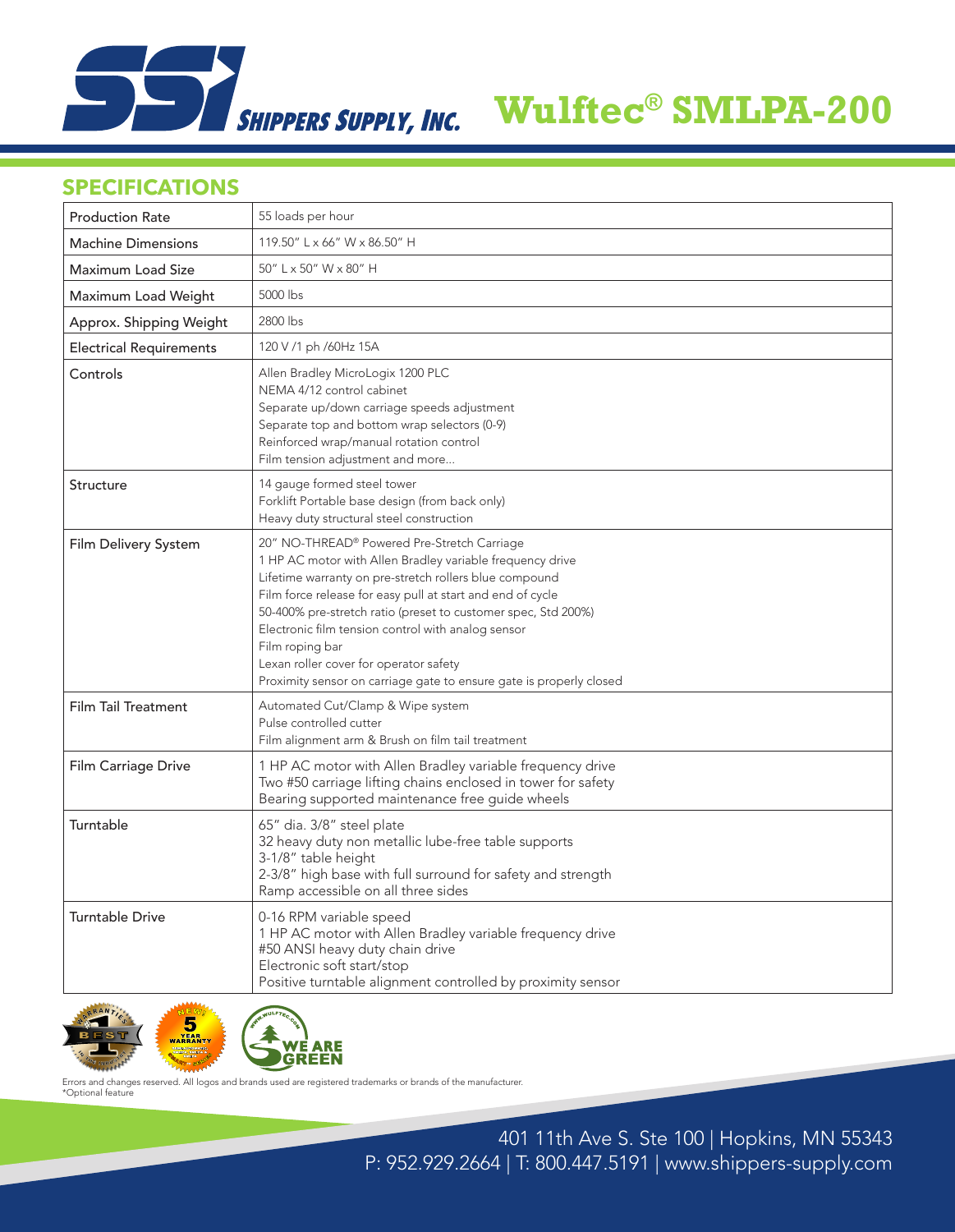# Wulftec® SMLPA-200

## SPECIFICATIONS

| | |
|---|---|
| Production Rate | 55 loads per hour |
| Machine Dimensions | 119.50" L x 66" W x 86.50" H |
| Maximum Load Size | 50" L x 50" W x 80" H |
| Maximum Load Weight | 5000 lbs |
| Approx. Shipping Weight | 2800 lbs |
| Electrical Requirements | 120 V /1 ph /60Hz 15A |
| Controls | Allen Bradley MicroLogix 1200 PLC<br>NEMA 4/12 control cabinet<br>Separate up/down carriage speeds adjustment<br>Separate top and bottom wrap selectors (0-9)<br>Reinforced wrap/manual rotation control<br>Film tension adjustment and more... |
| Structure | 14 gauge formed steel tower<br>Forklift Portable base design (from back only)<br>Heavy duty structural steel construction |
| Film Delivery System | 20" NO-THREAD® Powered Pre-Stretch Carriage<br>1 HP AC motor with Allen Bradley variable frequency drive<br>Lifetime warranty on pre-stretch rollers blue compound<br>Film force release for easy pull at start and end of cycle<br>50-400% pre-stretch ratio (preset to customer spec, Std 200%)<br>Electronic film tension control with analog sensor<br>Film roping bar<br>Lexan roller cover for operator safety<br>Proximity sensor on carriage gate to ensure gate is properly closed |
| Film Tail Treatment | Automated Cut/Clamp & Wipe system<br>Pulse controlled cutter<br>Film alignment arm & Brush on film tail treatment |
| Film Carriage Drive | 1 HP AC motor with Allen Bradley variable frequency drive<br>Two #50 carriage lifting chains enclosed in tower for safety<br>Bearing supported maintenance free guide wheels |
| Turntable | 65" dia. 3/8" steel plate<br>32 heavy duty non metallic lube-free table supports<br>3-1/8" table height<br>2-3/8" high base with full surround for safety and strength<br>Ramp accessible on all three sides |
| Turntable Drive | 0-16 RPM variable speed<br>1 HP AC motor with Allen Bradley variable frequency drive<br>#50 ANSI heavy duty chain drive<br>Electronic soft start/stop<br>Positive turntable alignment controlled by proximity sensor |

Errors and changes reserved. All logos and brands used are registered trademarks or brands of the manufacturer.
*Optional feature

401 11th Ave S. Ste 100 | Hopkins, MN 55343
P: 952.929.2664 | T: 800.447.5191 | www.shippers-supply.com